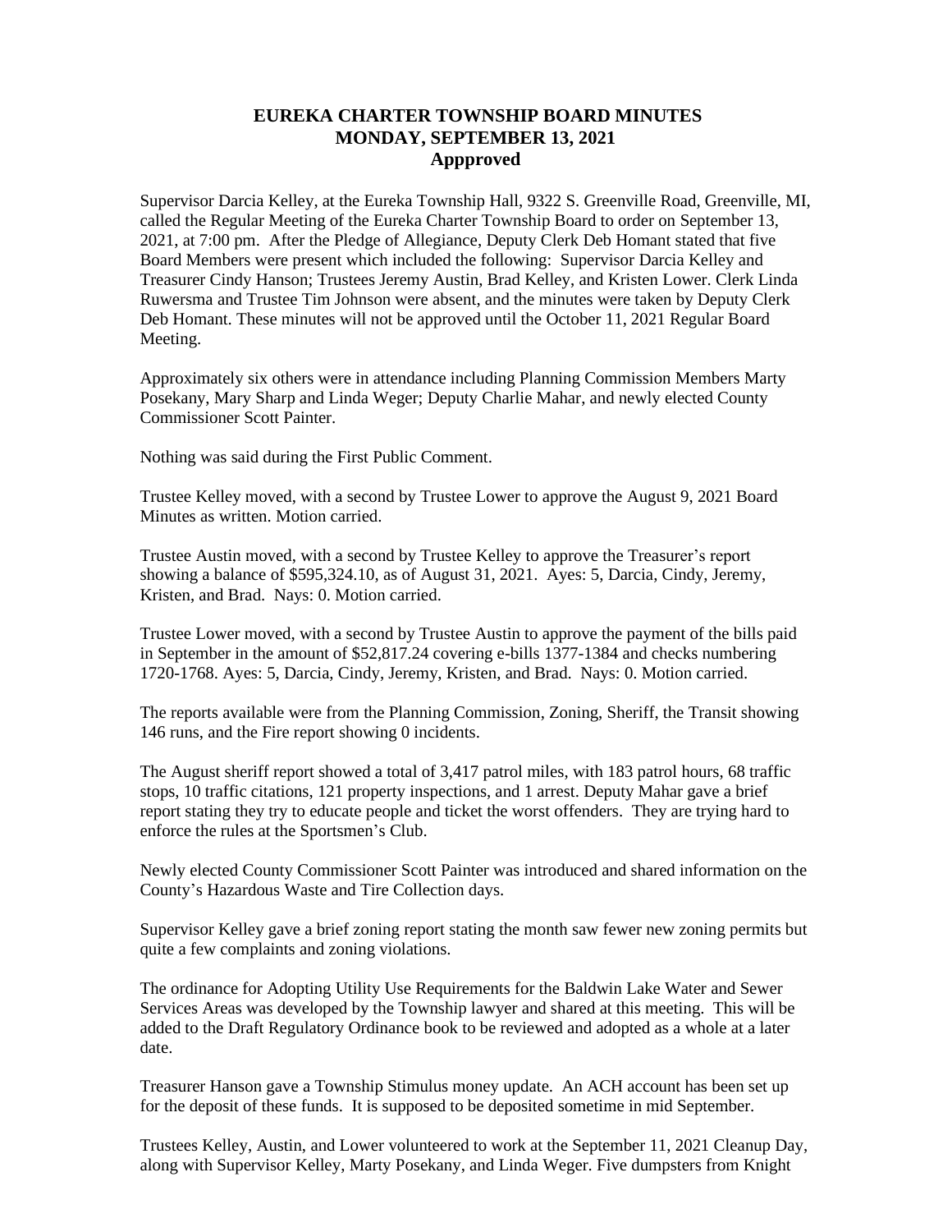# EUREKA CHARTER TOWNSHIP BOARD MINUTES
## MONDAY, SEPTEMBER 13, 2021
### Appproved

Supervisor Darcia Kelley, at the Eureka Township Hall, 9322 S. Greenville Road, Greenville, MI, called the Regular Meeting of the Eureka Charter Township Board to order on September 13, 2021, at 7:00 pm. After the Pledge of Allegiance, Deputy Clerk Deb Homant stated that five Board Members were present which included the following: Supervisor Darcia Kelley and Treasurer Cindy Hanson; Trustees Jeremy Austin, Brad Kelley, and Kristen Lower. Clerk Linda Ruwersma and Trustee Tim Johnson were absent, and the minutes were taken by Deputy Clerk Deb Homant. These minutes will not be approved until the October 11, 2021 Regular Board Meeting.

Approximately six others were in attendance including Planning Commission Members Marty Posekany, Mary Sharp and Linda Weger; Deputy Charlie Mahar, and newly elected County Commissioner Scott Painter.

Nothing was said during the First Public Comment.

Trustee Kelley moved, with a second by Trustee Lower to approve the August 9, 2021 Board Minutes as written. Motion carried.

Trustee Austin moved, with a second by Trustee Kelley to approve the Treasurer's report showing a balance of $595,324.10, as of August 31, 2021. Ayes: 5, Darcia, Cindy, Jeremy, Kristen, and Brad. Nays: 0. Motion carried.

Trustee Lower moved, with a second by Trustee Austin to approve the payment of the bills paid in September in the amount of $52,817.24 covering e-bills 1377-1384 and checks numbering 1720-1768. Ayes: 5, Darcia, Cindy, Jeremy, Kristen, and Brad. Nays: 0. Motion carried.

The reports available were from the Planning Commission, Zoning, Sheriff, the Transit showing 146 runs, and the Fire report showing 0 incidents.

The August sheriff report showed a total of 3,417 patrol miles, with 183 patrol hours, 68 traffic stops, 10 traffic citations, 121 property inspections, and 1 arrest. Deputy Mahar gave a brief report stating they try to educate people and ticket the worst offenders. They are trying hard to enforce the rules at the Sportsmen's Club.

Newly elected County Commissioner Scott Painter was introduced and shared information on the County's Hazardous Waste and Tire Collection days.

Supervisor Kelley gave a brief zoning report stating the month saw fewer new zoning permits but quite a few complaints and zoning violations.

The ordinance for Adopting Utility Use Requirements for the Baldwin Lake Water and Sewer Services Areas was developed by the Township lawyer and shared at this meeting. This will be added to the Draft Regulatory Ordinance book to be reviewed and adopted as a whole at a later date.

Treasurer Hanson gave a Township Stimulus money update. An ACH account has been set up for the deposit of these funds. It is supposed to be deposited sometime in mid September.

Trustees Kelley, Austin, and Lower volunteered to work at the September 11, 2021 Cleanup Day, along with Supervisor Kelley, Marty Posekany, and Linda Weger. Five dumpsters from Knight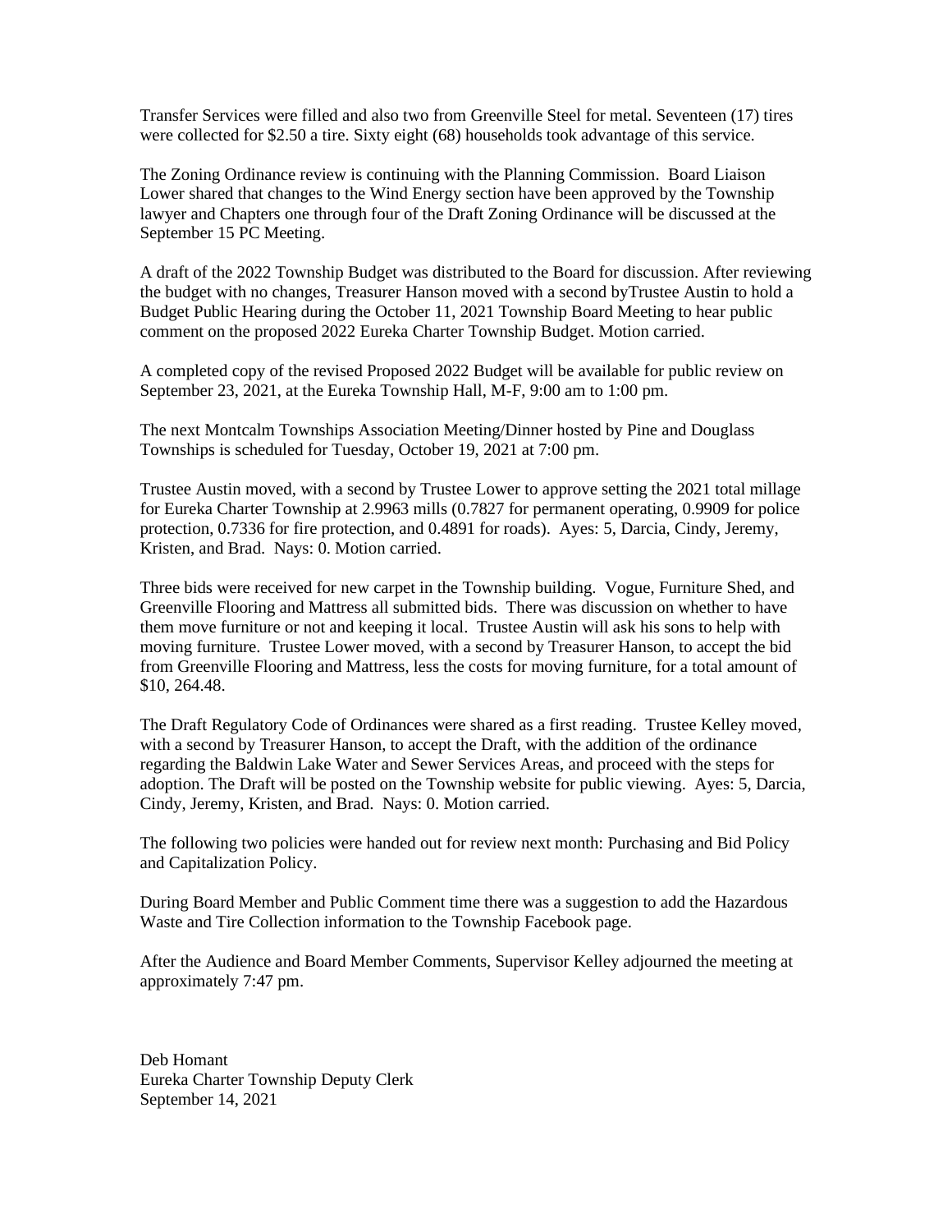Transfer Services were filled and also two from Greenville Steel for metal. Seventeen (17) tires were collected for $2.50 a tire. Sixty eight (68) households took advantage of this service.

The Zoning Ordinance review is continuing with the Planning Commission. Board Liaison Lower shared that changes to the Wind Energy section have been approved by the Township lawyer and Chapters one through four of the Draft Zoning Ordinance will be discussed at the September 15 PC Meeting.

A draft of the 2022 Township Budget was distributed to the Board for discussion. After reviewing the budget with no changes, Treasurer Hanson moved with a second byTrustee Austin to hold a Budget Public Hearing during the October 11, 2021 Township Board Meeting to hear public comment on the proposed 2022 Eureka Charter Township Budget. Motion carried.

A completed copy of the revised Proposed 2022 Budget will be available for public review on September 23, 2021, at the Eureka Township Hall, M-F, 9:00 am to 1:00 pm.

The next Montcalm Townships Association Meeting/Dinner hosted by Pine and Douglass Townships is scheduled for Tuesday, October 19, 2021 at 7:00 pm.

Trustee Austin moved, with a second by Trustee Lower to approve setting the 2021 total millage for Eureka Charter Township at 2.9963 mills (0.7827 for permanent operating, 0.9909 for police protection, 0.7336 for fire protection, and 0.4891 for roads). Ayes: 5, Darcia, Cindy, Jeremy, Kristen, and Brad. Nays: 0. Motion carried.

Three bids were received for new carpet in the Township building. Vogue, Furniture Shed, and Greenville Flooring and Mattress all submitted bids. There was discussion on whether to have them move furniture or not and keeping it local. Trustee Austin will ask his sons to help with moving furniture. Trustee Lower moved, with a second by Treasurer Hanson, to accept the bid from Greenville Flooring and Mattress, less the costs for moving furniture, for a total amount of $10, 264.48.

The Draft Regulatory Code of Ordinances were shared as a first reading. Trustee Kelley moved, with a second by Treasurer Hanson, to accept the Draft, with the addition of the ordinance regarding the Baldwin Lake Water and Sewer Services Areas, and proceed with the steps for adoption. The Draft will be posted on the Township website for public viewing. Ayes: 5, Darcia, Cindy, Jeremy, Kristen, and Brad. Nays: 0. Motion carried.

The following two policies were handed out for review next month: Purchasing and Bid Policy and Capitalization Policy.

During Board Member and Public Comment time there was a suggestion to add the Hazardous Waste and Tire Collection information to the Township Facebook page.

After the Audience and Board Member Comments, Supervisor Kelley adjourned the meeting at approximately 7:47 pm.

Deb Homant
Eureka Charter Township Deputy Clerk
September 14, 2021